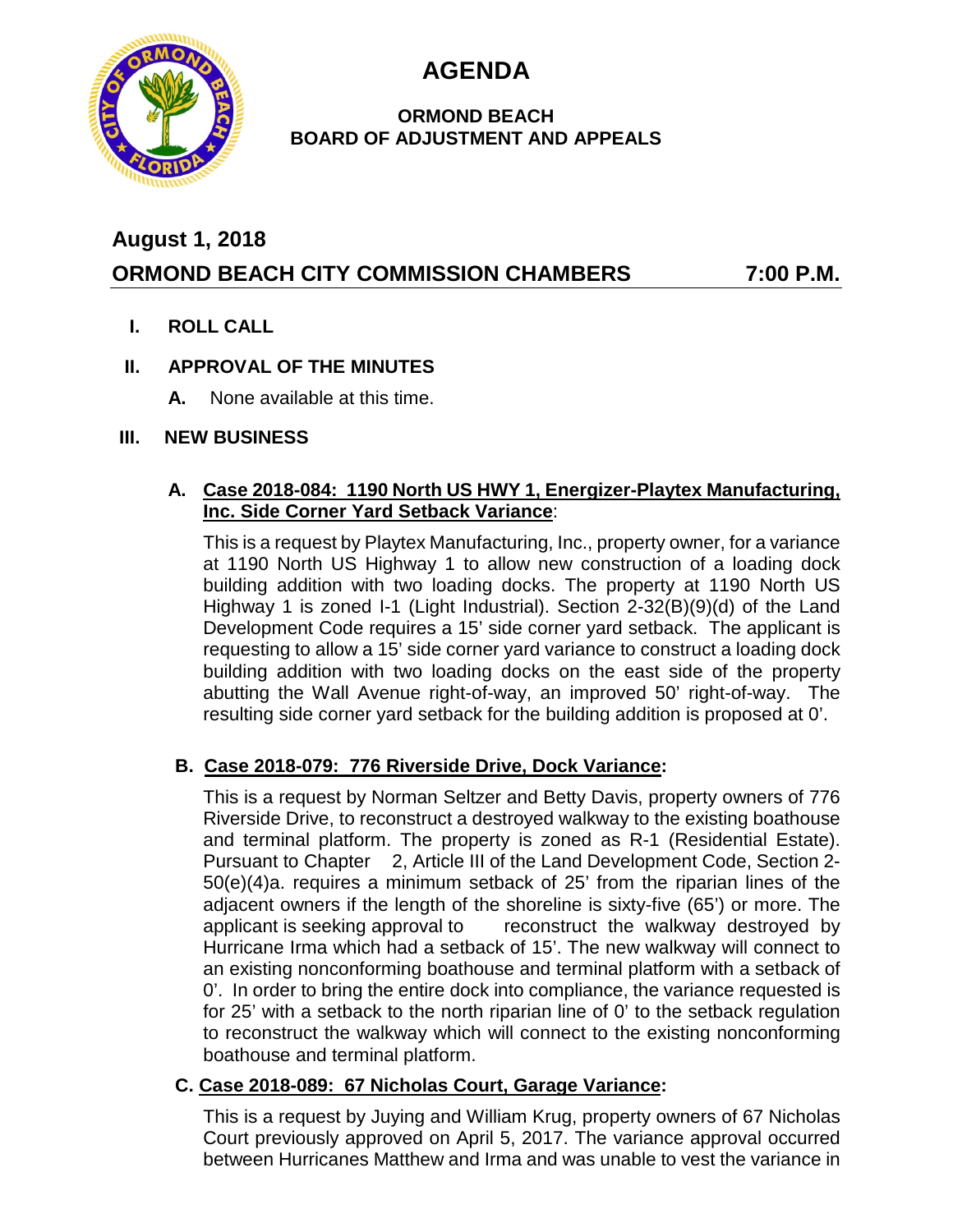# AGENDA

**ORMOND BEACH**
**BOARD OF ADJUSTMENT AND APPEALS**

## August 1, 2018

## ORMOND BEACH CITY COMMISSION CHAMBERS 7:00 P.M.

**I. ROLL CALL**

**II. APPROVAL OF THE MINUTES**

**A.** None available at this time.

**III. NEW BUSINESS**

**A. Case 2018-084: 1190 North US HWY 1, Energizer-Playtex Manufacturing, Inc. Side Corner Yard Setback Variance:**

This is a request by Playtex Manufacturing, Inc., property owner, for a variance at 1190 North US Highway 1 to allow new construction of a loading dock building addition with two loading docks. The property at 1190 North US Highway 1 is zoned I-1 (Light Industrial). Section 2-32(B)(9)(d) of the Land Development Code requires a 15' side corner yard setback. The applicant is requesting to allow a 15' side corner yard variance to construct a loading dock building addition with two loading docks on the east side of the property abutting the Wall Avenue right-of-way, an improved 50' right-of-way. The resulting side corner yard setback for the building addition is proposed at 0'.

**B. Case 2018-079: 776 Riverside Drive, Dock Variance:**

This is a request by Norman Seltzer and Betty Davis, property owners of 776 Riverside Drive, to reconstruct a destroyed walkway to the existing boathouse and terminal platform. The property is zoned as R-1 (Residential Estate). Pursuant to Chapter 2, Article III of the Land Development Code, Section 2-50(e)(4)a. requires a minimum setback of 25' from the riparian lines of the adjacent owners if the length of the shoreline is sixty-five (65') or more. The applicant is seeking approval to reconstruct the walkway destroyed by Hurricane Irma which had a setback of 15'. The new walkway will connect to an existing nonconforming boathouse and terminal platform with a setback of 0'. In order to bring the entire dock into compliance, the variance requested is for 25' with a setback to the north riparian line of 0' to the setback regulation to reconstruct the walkway which will connect to the existing nonconforming boathouse and terminal platform.

**C. Case 2018-089: 67 Nicholas Court, Garage Variance:**

This is a request by Juying and William Krug, property owners of 67 Nicholas Court previously approved on April 5, 2017. The variance approval occurred between Hurricanes Matthew and Irma and was unable to vest the variance in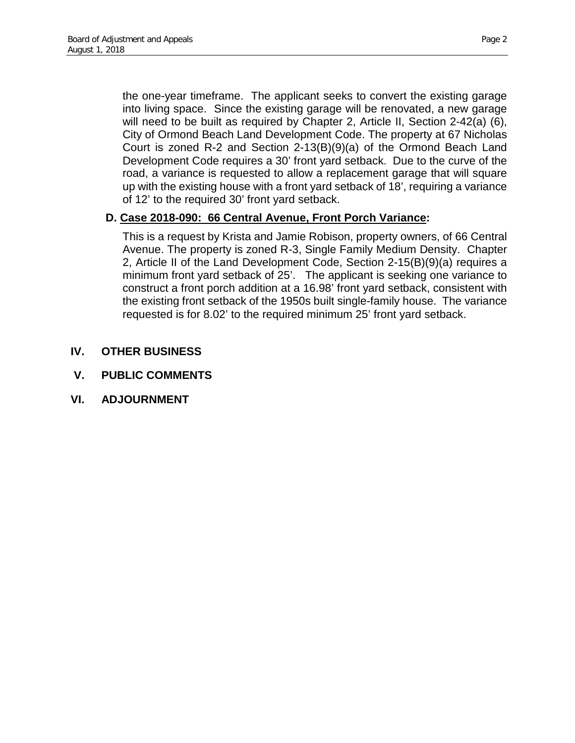the one-year timeframe. The applicant seeks to convert the existing garage into living space. Since the existing garage will be renovated, a new garage will need to be built as required by Chapter 2, Article II, Section 2-42(a) (6), City of Ormond Beach Land Development Code. The property at 67 Nicholas Court is zoned R-2 and Section 2-13(B)(9)(a) of the Ormond Beach Land Development Code requires a 30' front yard setback. Due to the curve of the road, a variance is requested to allow a replacement garage that will square up with the existing house with a front yard setback of 18', requiring a variance of 12' to the required 30' front yard setback.

**D. <u>Case 2018-090: 66 Central Avenue, Front Porch Variance</u>:**

This is a request by Krista and Jamie Robison, property owners, of 66 Central Avenue. The property is zoned R-3, Single Family Medium Density. Chapter 2, Article II of the Land Development Code, Section 2-15(B)(9)(a) requires a minimum front yard setback of 25'. The applicant is seeking one variance to construct a front porch addition at a 16.98' front yard setback, consistent with the existing front setback of the 1950s built single-family house. The variance requested is for 8.02' to the required minimum 25' front yard setback.

## IV. OTHER BUSINESS

## V. PUBLIC COMMENTS

## VI. ADJOURNMENT